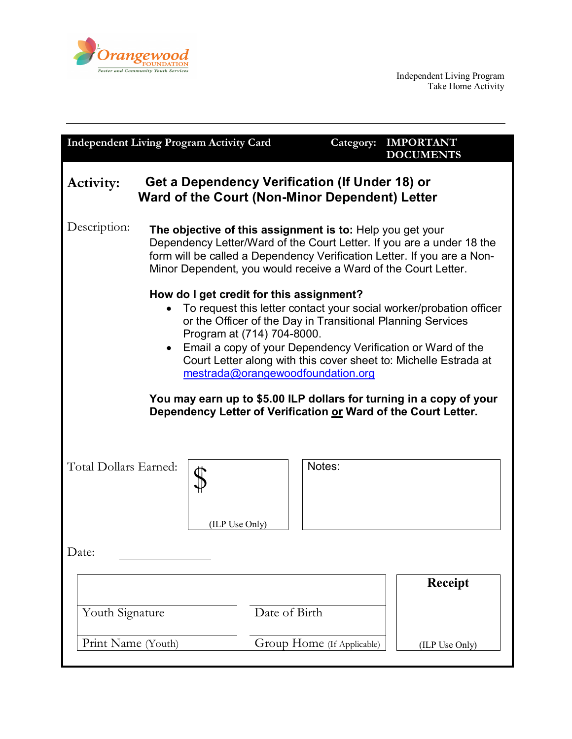Orangewood FOUNDATION
Foster and Community Youth Services

Independent Living Program
Take Home Activity

---

**Independent Living Program Activity Card** | **Category: IMPORTANT DOCUMENTS**

## Activity: Get a Dependency Verification (If Under 18) or Ward of the Court (Non-Minor Dependent) Letter

Description:

**The objective of this assignment is to:** Help you get your Dependency Letter/Ward of the Court Letter. If you are a under 18 the form will be called a Dependency Verification Letter. If you are a Non-Minor Dependent, you would receive a Ward of the Court Letter.

**How do I get credit for this assignment?**

- To request this letter contact your social worker/probation officer or the Officer of the Day in Transitional Planning Services Program at (714) 704-8000.
- Email a copy of your Dependency Verification or Ward of the Court Letter along with this cover sheet to: Michelle Estrada at mestrada@orangewoodfoundation.org

**You may earn up to $5.00 ILP dollars for turning in a copy of your Dependency Letter of Verification or Ward of the Court Letter.**

Total Dollars Earned: $ (ILP Use Only)

Notes:

Date: ______________

| | | |
|---|---|---|
| Youth Signature | Date of Birth | **Receipt** |
| Print Name (Youth) | Group Home (If Applicable) | (ILP Use Only) |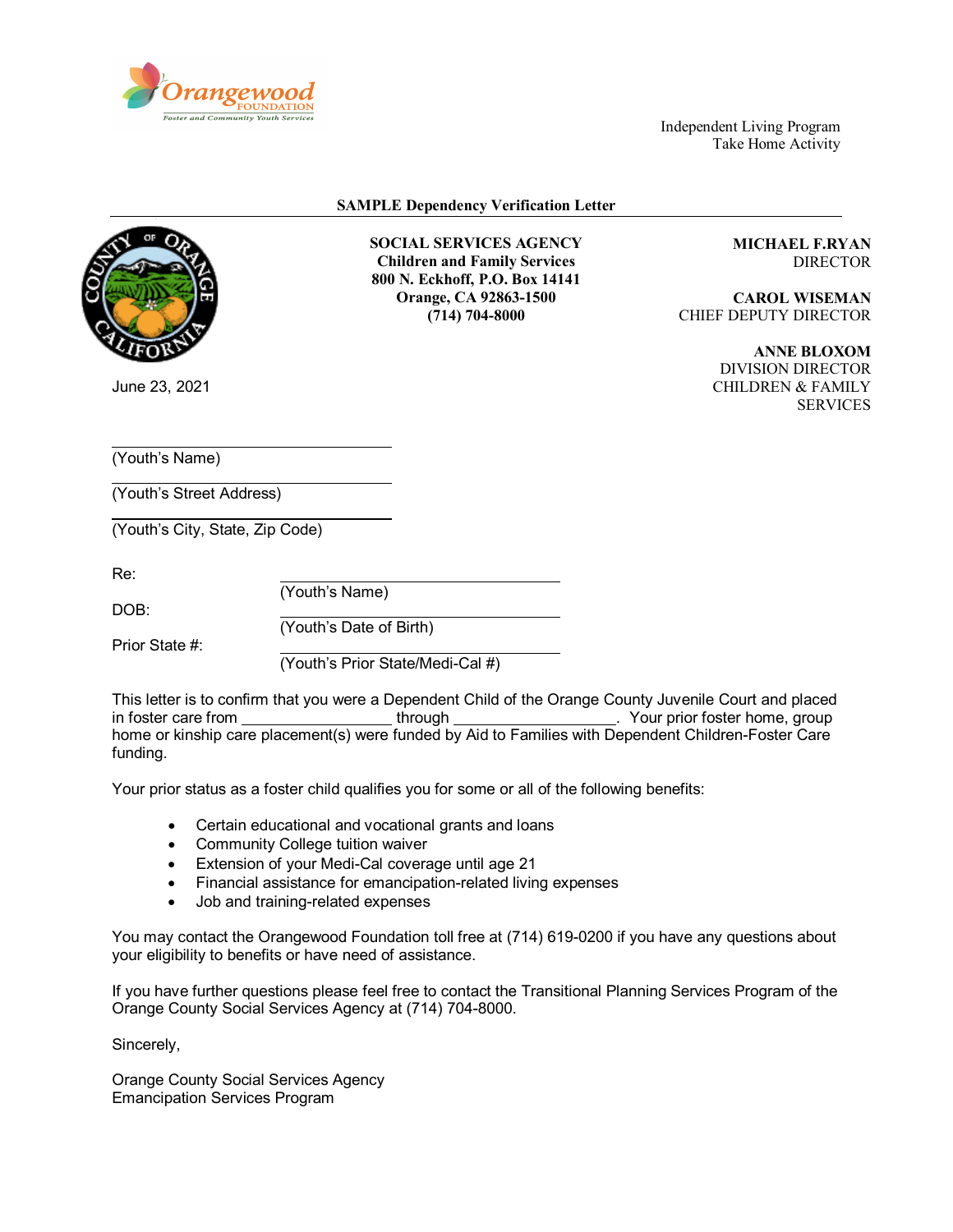Independent Living Program
Take Home Activity

**SAMPLE Dependency Verification Letter**

**SOCIAL SERVICES AGENCY**
**Children and Family Services**
**800 N. Eckhoff, P.O. Box 14141**
**Orange, CA 92863-1500**
**(714) 704-8000**

**MICHAEL F.RYAN**
DIRECTOR

**CAROL WISEMAN**
CHIEF DEPUTY DIRECTOR

**ANNE BLOXOM**
DIVISION DIRECTOR
CHILDREN & FAMILY SERVICES

June 23, 2021

(Youth's Name)

(Youth's Street Address)

(Youth's City, State, Zip Code)

Re: ______________________ (Youth's Name)

DOB: ______________________ (Youth's Date of Birth)

Prior State #: ______________________ (Youth's Prior State/Medi-Cal #)

This letter is to confirm that you were a Dependent Child of the Orange County Juvenile Court and placed in foster care from _________________ through ___________________. Your prior foster home, group home or kinship care placement(s) were funded by Aid to Families with Dependent Children-Foster Care funding.

Your prior status as a foster child qualifies you for some or all of the following benefits:

- Certain educational and vocational grants and loans
- Community College tuition waiver
- Extension of your Medi-Cal coverage until age 21
- Financial assistance for emancipation-related living expenses
- Job and training-related expenses

You may contact the Orangewood Foundation toll free at (714) 619-0200 if you have any questions about your eligibility to benefits or have need of assistance.

If you have further questions please feel free to contact the Transitional Planning Services Program of the Orange County Social Services Agency at (714) 704-8000.

Sincerely,

Orange County Social Services Agency
Emancipation Services Program